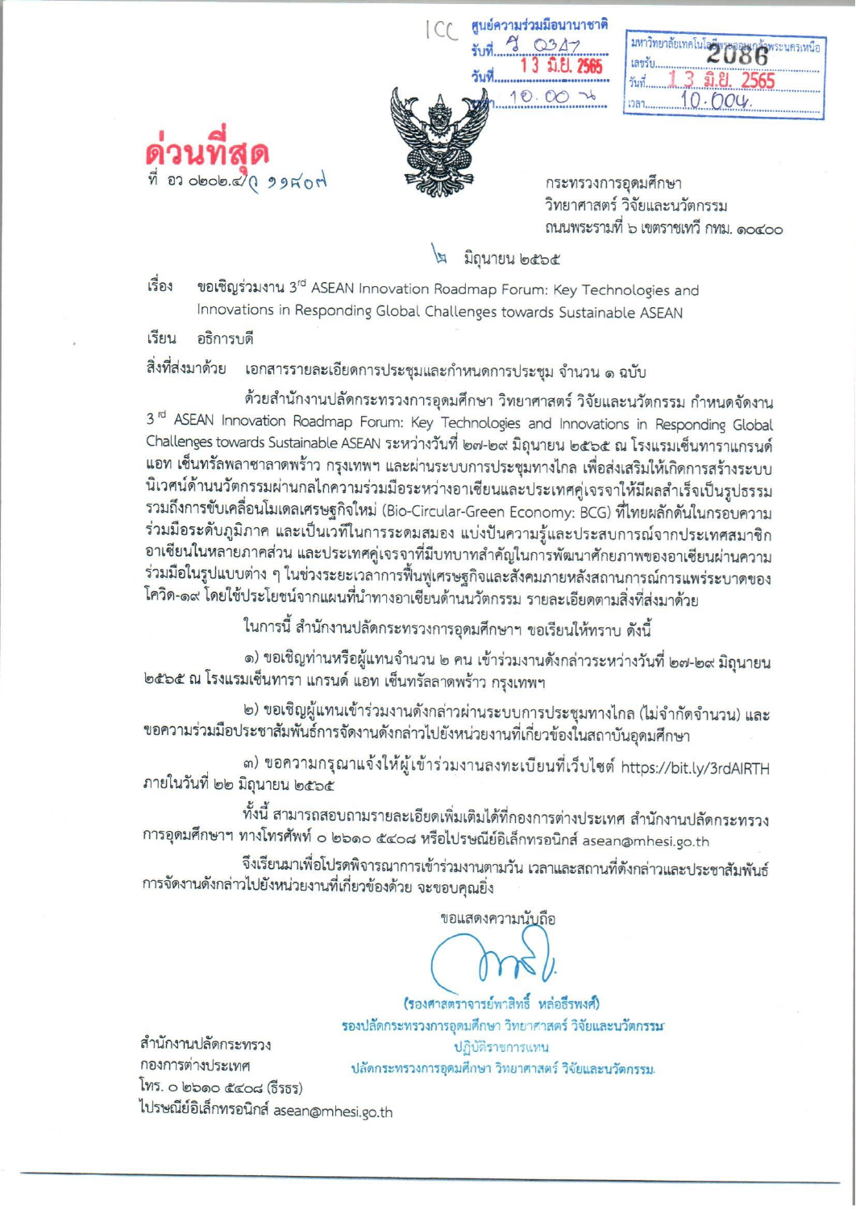ICC ศูนย์ความร่วมมือนานาชาติ
รับที่ ว 0347
วันที่ 13 มิ.ย. 2565
เวลา 10.00 น.

มหาวิทยาลัยเทคโนโลยีพระจอมเกล้าพระนครเหนือ
เลขรับ 2086
วันที่ 13 มิ.ย. 2565
เวลา 10.00 น.

**ด่วนที่สุด**

ที่ อว ๐๒๐๒.๔/ว ๑๑๘๐๗

กระทรวงการอุดมศึกษา
วิทยาศาสตร์ วิจัยและนวัตกรรม
ถนนพระรามที่ ๖ เขตราชเทวี กทม. ๑๐๔๐๐

๖ มิถุนายน ๒๕๖๕

เรื่อง ขอเชิญร่วมงาน 3rd ASEAN Innovation Roadmap Forum: Key Technologies and Innovations in Responding Global Challenges towards Sustainable ASEAN

เรียน อธิการบดี

สิ่งที่ส่งมาด้วย เอกสารรายละเอียดการประชุมและกำหนดการประชุม จำนวน ๑ ฉบับ

ด้วยสำนักงานปลัดกระทรวงการอุดมศึกษา วิทยาศาสตร์ วิจัยและนวัตกรรม กำหนดจัดงาน 3rd ASEAN Innovation Roadmap Forum: Key Technologies and Innovations in Responding Global Challenges towards Sustainable ASEAN ระหว่างวันที่ ๒๗-๒๙ มิถุนายน ๒๕๖๕ ณ โรงแรมเซ็นทาราแกรนด์ แอท เซ็นทรัลพลาซาลาดพร้าว กรุงเทพฯ และผ่านระบบการประชุมทางไกล เพื่อส่งเสริมให้เกิดการสร้างระบบนิเวศน์ด้านนวัตกรรมผ่านกลไกความร่วมมือระหว่างอาเซียนและประเทศคู่เจรจาให้มีผลสำเร็จเป็นรูปธรรม รวมถึงการขับเคลื่อนโมเดลเศรษฐกิจใหม่ (Bio-Circular-Green Economy: BCG) ที่ไทยผลักดันในกรอบความร่วมมือระดับภูมิภาค และเป็นเวทีในการระดมสมอง แบ่งปันความรู้และประสบการณ์จากประเทศสมาชิกอาเซียนในหลายภาคส่วน และประเทศคู่เจรจาที่มีบทบาทสำคัญในการพัฒนาศักยภาพของอาเซียนผ่านความร่วมมือในรูปแบบต่าง ๆ ในช่วงระยะเวลาการฟื้นฟูเศรษฐกิจและสังคมภายหลังสถานการณ์การแพร่ระบาดของโควิด-๑๙ โดยใช้ประโยชน์จากแผนที่นำทางอาเซียนด้านนวัตกรรม รายละเอียดตามสิ่งที่ส่งมาด้วย

ในการนี้ สำนักงานปลัดกระทรวงการอุดมศึกษาฯ ขอเรียนให้ทราบ ดังนี้

๑) ขอเชิญท่านหรือผู้แทนจำนวน ๒ คน เข้าร่วมงานดังกล่าวระหว่างวันที่ ๒๗-๒๙ มิถุนายน ๒๕๖๕ ณ โรงแรมเซ็นทารา แกรนด์ แอท เซ็นทรัลลาดพร้าว กรุงเทพฯ

๒) ขอเชิญผู้แทนเข้าร่วมงานดังกล่าวผ่านระบบการประชุมทางไกล (ไม่จำกัดจำนวน) และขอความร่วมมือประชาสัมพันธ์การจัดงานดังกล่าวไปยังหน่วยงานที่เกี่ยวข้องในสถาบันอุดมศึกษา

๓) ขอความกรุณาแจ้งให้ผู้เข้าร่วมงานลงทะเบียนที่เว็บไซต์ https://bit.ly/3rdAIRTH ภายในวันที่ ๒๒ มิถุนายน ๒๕๖๕

ทั้งนี้ สามารถสอบถามรายละเอียดเพิ่มเติมได้ที่กองการต่างประเทศ สำนักงานปลัดกระทรวงการอุดมศึกษาฯ ทางโทรศัพท์ ๐ ๒๖๑๐ ๕๔๐๘ หรือไปรษณีย์อิเล็กทรอนิกส์ asean@mhesi.go.th

จึงเรียนมาเพื่อโปรดพิจารณาการเข้าร่วมงานตามวัน เวลาและสถานที่ดังกล่าวและประชาสัมพันธ์การจัดงานดังกล่าวไปยังหน่วยงานที่เกี่ยวข้องด้วย จะขอบคุณยิ่ง

ขอแสดงความนับถือ

(รองศาสตราจารย์พาสิทธิ์ หล่อธีรพงศ์)
รองปลัดกระทรวงการอุดมศึกษา วิทยาศาสตร์ วิจัยและนวัตกรรม
ปฏิบัติราชการแทน
ปลัดกระทรวงการอุดมศึกษา วิทยาศาสตร์ วิจัยและนวัตกรรม

สำนักงานปลัดกระทรวง
กองการต่างประเทศ
โทร. ๐ ๒๖๑๐ ๕๔๐๘ (ธีรธร)
ไปรษณีย์อิเล็กทรอนิกส์ asean@mhesi.go.th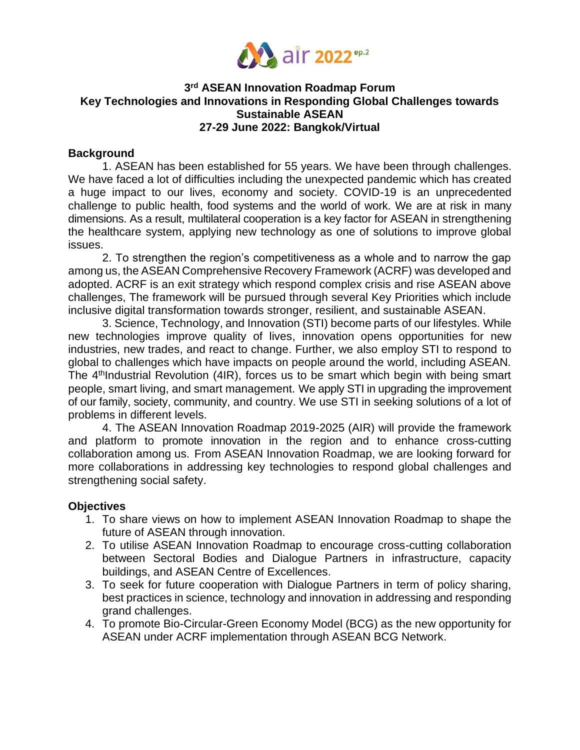# 3rd ASEAN Innovation Roadmap Forum
## Key Technologies and Innovations in Responding Global Challenges towards Sustainable ASEAN
## 27-29 June 2022: Bangkok/Virtual

**Background**

1. ASEAN has been established for 55 years. We have been through challenges. We have faced a lot of difficulties including the unexpected pandemic which has created a huge impact to our lives, economy and society. COVID-19 is an unprecedented challenge to public health, food systems and the world of work. We are at risk in many dimensions. As a result, multilateral cooperation is a key factor for ASEAN in strengthening the healthcare system, applying new technology as one of solutions to improve global issues.

2. To strengthen the region's competitiveness as a whole and to narrow the gap among us, the ASEAN Comprehensive Recovery Framework (ACRF) was developed and adopted. ACRF is an exit strategy which respond complex crisis and rise ASEAN above challenges, The framework will be pursued through several Key Priorities which include inclusive digital transformation towards stronger, resilient, and sustainable ASEAN.

3. Science, Technology, and Innovation (STI) become parts of our lifestyles. While new technologies improve quality of lives, innovation opens opportunities for new industries, new trades, and react to change. Further, we also employ STI to respond to global to challenges which have impacts on people around the world, including ASEAN. The 4th Industrial Revolution (4IR), forces us to be smart which begin with being smart people, smart living, and smart management. We apply STI in upgrading the improvement of our family, society, community, and country. We use STI in seeking solutions of a lot of problems in different levels.

4. The ASEAN Innovation Roadmap 2019-2025 (AIR) will provide the framework and platform to promote innovation in the region and to enhance cross-cutting collaboration among us. From ASEAN Innovation Roadmap, we are looking forward for more collaborations in addressing key technologies to respond global challenges and strengthening social safety.

**Objectives**

1. To share views on how to implement ASEAN Innovation Roadmap to shape the future of ASEAN through innovation.
2. To utilise ASEAN Innovation Roadmap to encourage cross-cutting collaboration between Sectoral Bodies and Dialogue Partners in infrastructure, capacity buildings, and ASEAN Centre of Excellences.
3. To seek for future cooperation with Dialogue Partners in term of policy sharing, best practices in science, technology and innovation in addressing and responding grand challenges.
4. To promote Bio-Circular-Green Economy Model (BCG) as the new opportunity for ASEAN under ACRF implementation through ASEAN BCG Network.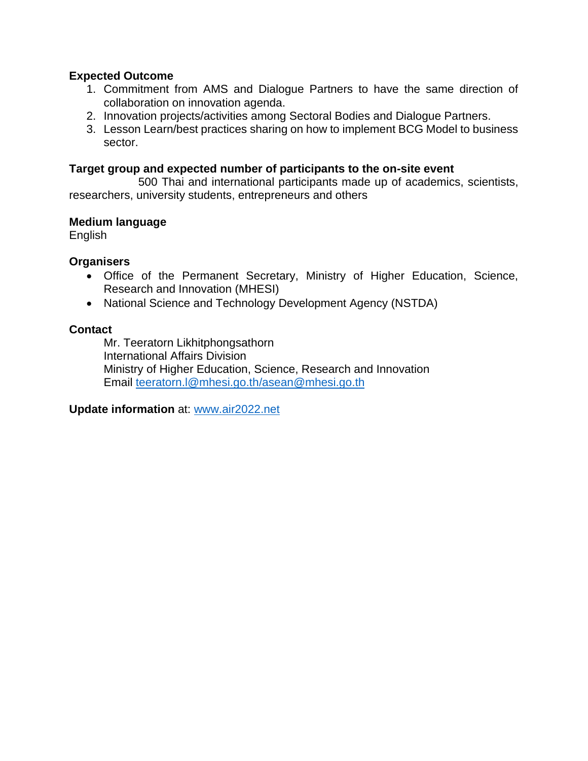**Expected Outcome**

1. Commitment from AMS and Dialogue Partners to have the same direction of collaboration on innovation agenda.
2. Innovation projects/activities among Sectoral Bodies and Dialogue Partners.
3. Lesson Learn/best practices sharing on how to implement BCG Model to business sector.

**Target group and expected number of participants to the on-site event**

500 Thai and international participants made up of academics, scientists, researchers, university students, entrepreneurs and others

**Medium language**

English

**Organisers**

- Office of the Permanent Secretary, Ministry of Higher Education, Science, Research and Innovation (MHESI)
- National Science and Technology Development Agency (NSTDA)

**Contact**

Mr. Teeratorn Likhitphongsathorn
International Affairs Division
Ministry of Higher Education, Science, Research and Innovation
Email teeratorn.l@mhesi.go.th/asean@mhesi.go.th

**Update information** at: www.air2022.net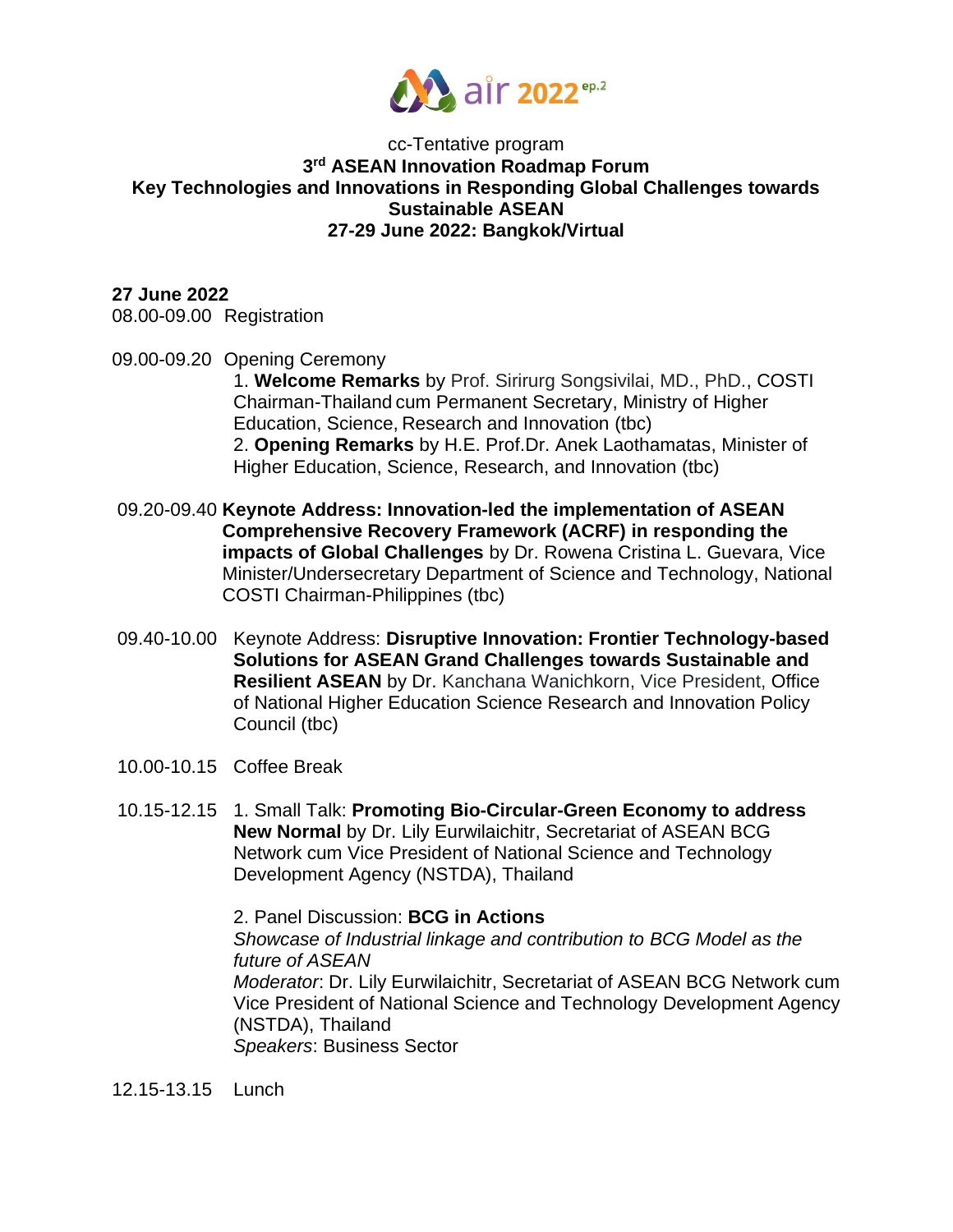cc-Tentative program

**3rd ASEAN Innovation Roadmap Forum**

**Key Technologies and Innovations in Responding Global Challenges towards Sustainable ASEAN**

**27-29 June 2022: Bangkok/Virtual**

**27 June 2022**

08.00-09.00 Registration

09.00-09.20 Opening Ceremony

1. **Welcome Remarks** by Prof. Sirirurg Songsivilai, MD., PhD., COSTI Chairman-Thailand cum Permanent Secretary, Ministry of Higher Education, Science, Research and Innovation (tbc)
2. **Opening Remarks** by H.E. Prof.Dr. Anek Laothamatas, Minister of Higher Education, Science, Research, and Innovation (tbc)

09.20-09.40 **Keynote Address: Innovation-led the implementation of ASEAN Comprehensive Recovery Framework (ACRF) in responding the impacts of Global Challenges** by Dr. Rowena Cristina L. Guevara, Vice Minister/Undersecretary Department of Science and Technology, National COSTI Chairman-Philippines (tbc)

09.40-10.00 Keynote Address: **Disruptive Innovation: Frontier Technology-based Solutions for ASEAN Grand Challenges towards Sustainable and Resilient ASEAN** by Dr. Kanchana Wanichkorn, Vice President, Office of National Higher Education Science Research and Innovation Policy Council (tbc)

10.00-10.15 Coffee Break

10.15-12.15 1. Small Talk: **Promoting Bio-Circular-Green Economy to address New Normal** by Dr. Lily Eurwilaichitr, Secretariat of ASEAN BCG Network cum Vice President of National Science and Technology Development Agency (NSTDA), Thailand

2. Panel Discussion: **BCG in Actions**

*Showcase of Industrial linkage and contribution to BCG Model as the future of ASEAN*

*Moderator*: Dr. Lily Eurwilaichitr, Secretariat of ASEAN BCG Network cum Vice President of National Science and Technology Development Agency (NSTDA), Thailand

*Speakers*: Business Sector

12.15-13.15 Lunch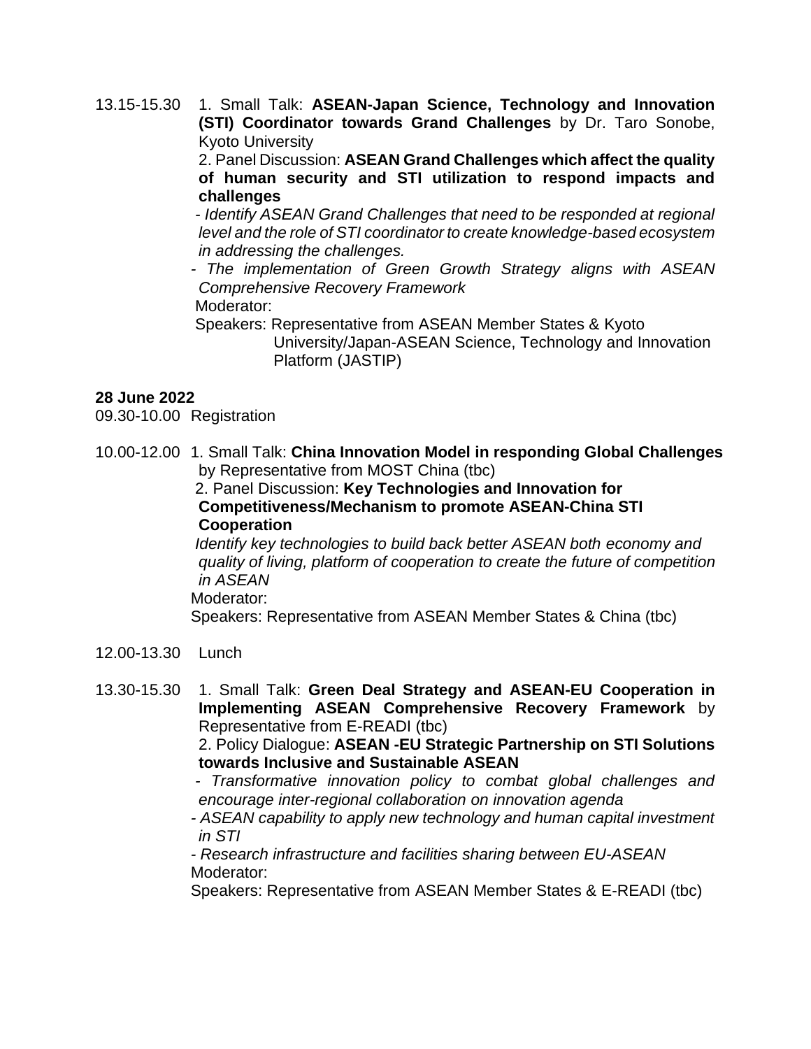13.15-15.30 1. Small Talk: **ASEAN-Japan Science, Technology and Innovation (STI) Coordinator towards Grand Challenges** by Dr. Taro Sonobe, Kyoto University

2. Panel Discussion: **ASEAN Grand Challenges which affect the quality of human security and STI utilization to respond impacts and challenges**

*- Identify ASEAN Grand Challenges that need to be responded at regional level and the role of STI coordinator to create knowledge-based ecosystem in addressing the challenges.*

*- The implementation of Green Growth Strategy aligns with ASEAN Comprehensive Recovery Framework*

Moderator:

Speakers: Representative from ASEAN Member States & Kyoto University/Japan-ASEAN Science, Technology and Innovation Platform (JASTIP)

**28 June 2022**

09.30-10.00 Registration

10.00-12.00 1. Small Talk: **China Innovation Model in responding Global Challenges** by Representative from MOST China (tbc)

2. Panel Discussion: **Key Technologies and Innovation for Competitiveness/Mechanism to promote ASEAN-China STI Cooperation**

*Identify key technologies to build back better ASEAN both economy and quality of living, platform of cooperation to create the future of competition in ASEAN*

Moderator:

Speakers: Representative from ASEAN Member States & China (tbc)

12.00-13.30 Lunch

13.30-15.30 1. Small Talk: **Green Deal Strategy and ASEAN-EU Cooperation in Implementing ASEAN Comprehensive Recovery Framework** by Representative from E-READI (tbc)

2. Policy Dialogue: **ASEAN -EU Strategic Partnership on STI Solutions towards Inclusive and Sustainable ASEAN**

*- Transformative innovation policy to combat global challenges and encourage inter-regional collaboration on innovation agenda*

*- ASEAN capability to apply new technology and human capital investment in STI*

*- Research infrastructure and facilities sharing between EU-ASEAN*

Moderator:

Speakers: Representative from ASEAN Member States & E-READI (tbc)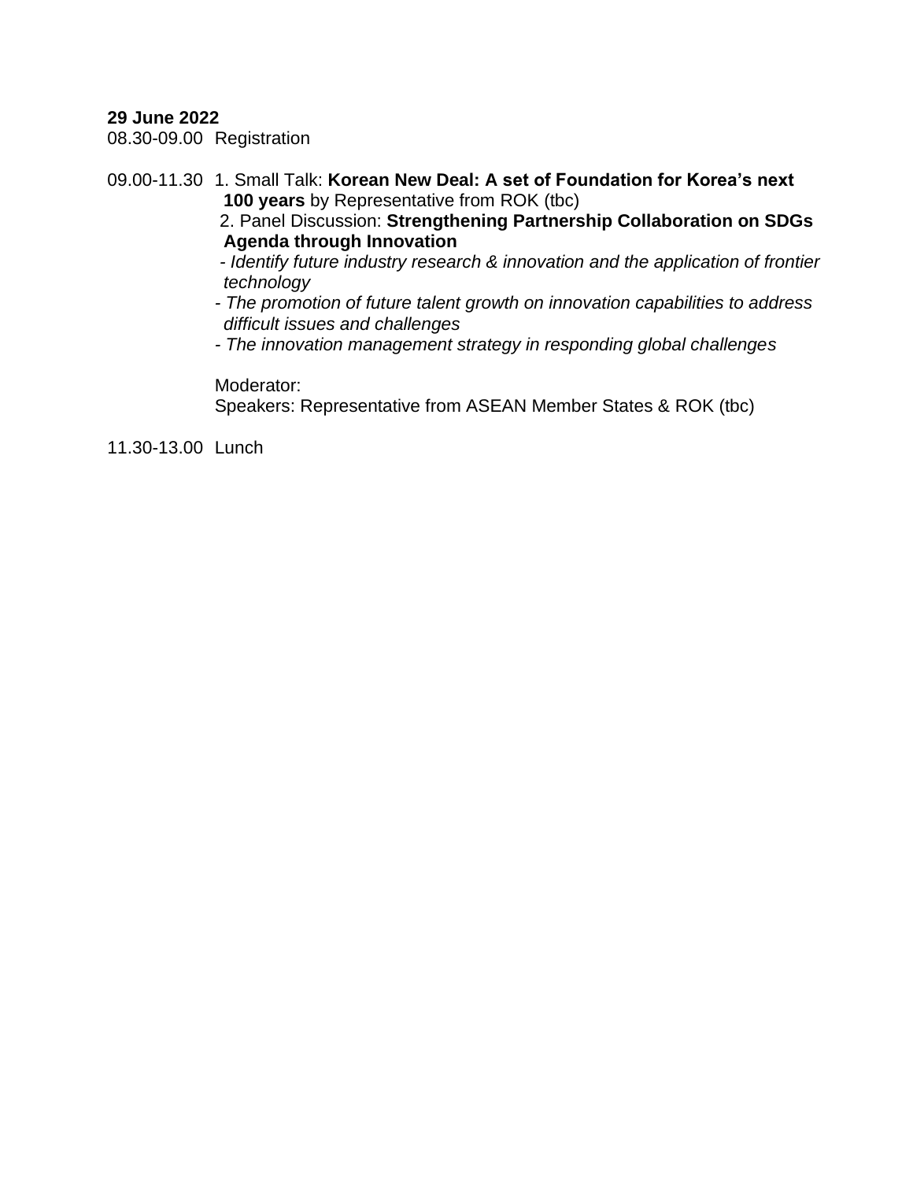**29 June 2022**

08.30-09.00 Registration

09.00-11.30 1. Small Talk: **Korean New Deal: A set of Foundation for Korea's next 100 years** by Representative from ROK (tbc)

2. Panel Discussion: **Strengthening Partnership Collaboration on SDGs Agenda through Innovation**

- *Identify future industry research & innovation and the application of frontier technology*
- *The promotion of future talent growth on innovation capabilities to address difficult issues and challenges*
- *The innovation management strategy in responding global challenges*

Moderator:

Speakers: Representative from ASEAN Member States & ROK (tbc)

11.30-13.00 Lunch